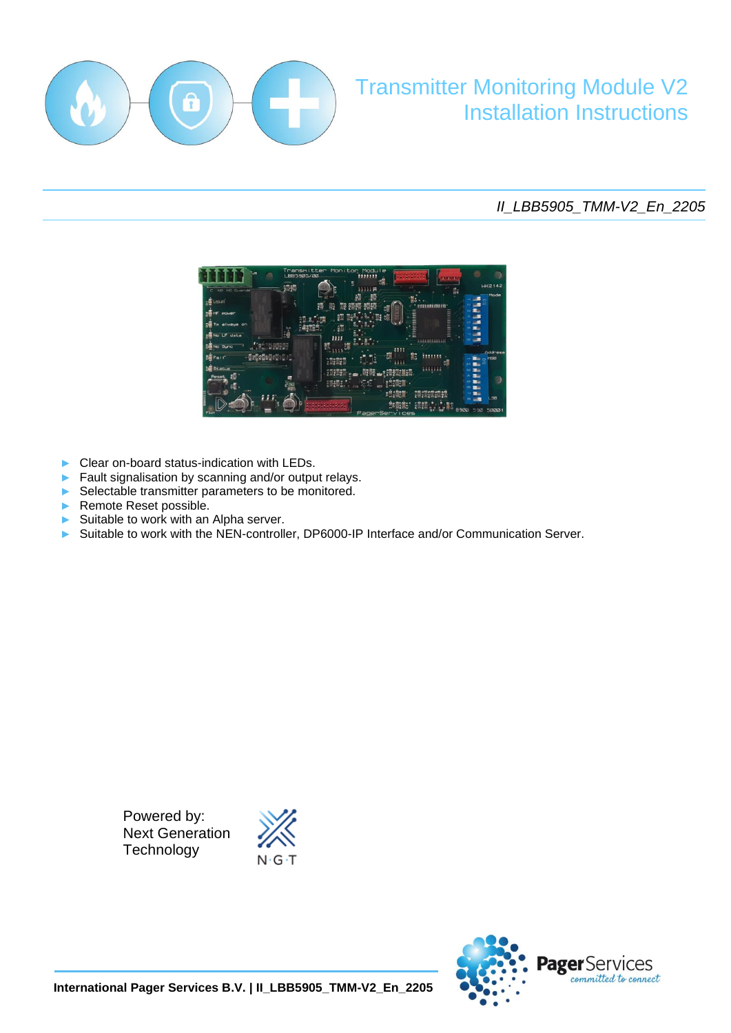# Transmitter Monitoring Module V2
## Installation Instructions

*II_LBB5905_TMM-V2_En_2205*

- Clear on-board status-indication with LEDs.
- Fault signalisation by scanning and/or output relays.
- Selectable transmitter parameters to be monitored.
- Remote Reset possible.
- Suitable to work with an Alpha server.
- Suitable to work with the NEN-controller, DP6000-IP Interface and/or Communication Server.

Powered by:
Next Generation
Technology

N·G·T

**International Pager Services B.V. | II_LBB5905_TMM-V2_En_2205**

PagerServices *committed to connect*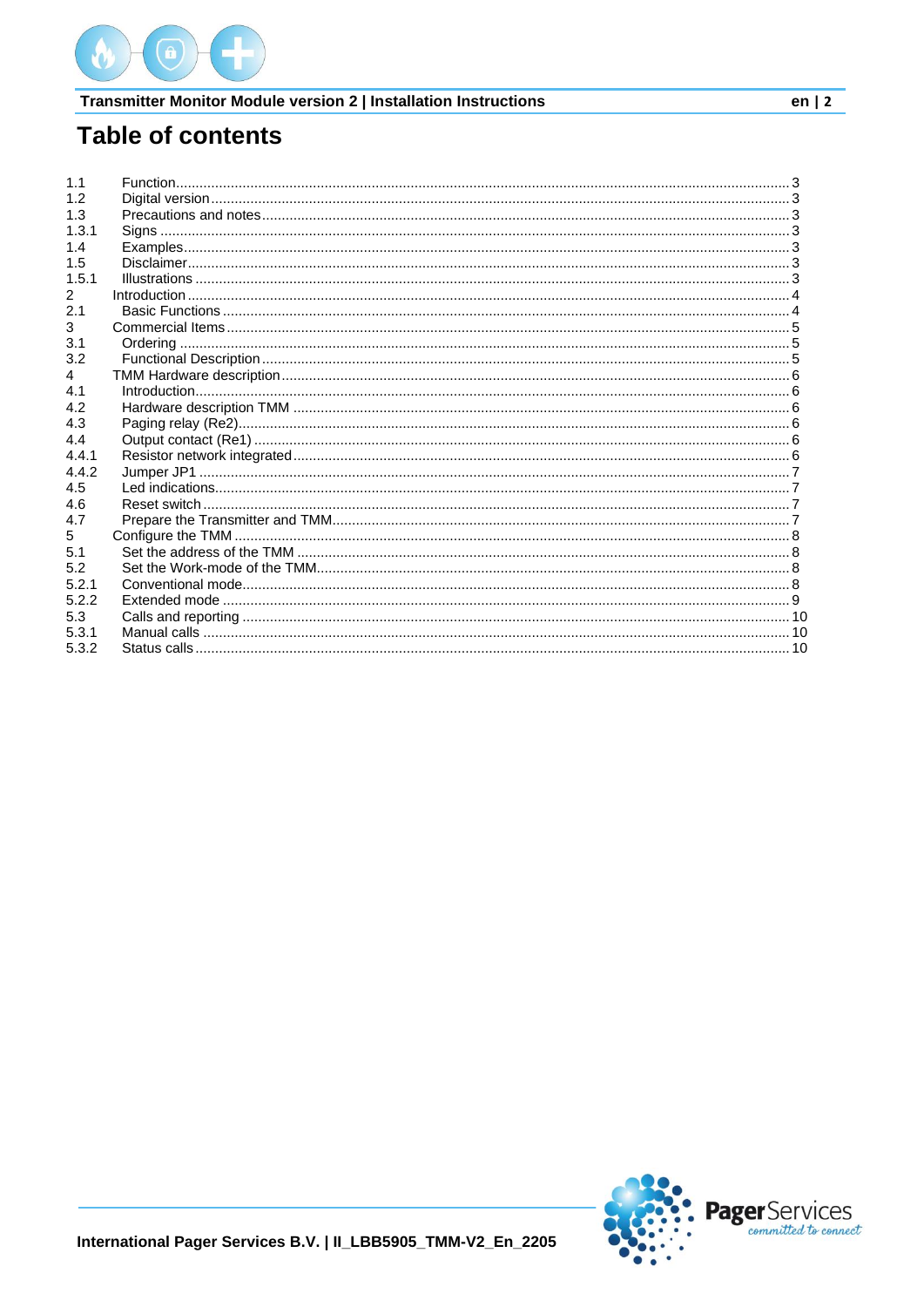# Table of contents

| | | |
|---|---|---|
| 1.1 | Function | 3 |
| 1.2 | Digital version | 3 |
| 1.3 | Precautions and notes | 3 |
| 1.3.1 | Signs | 3 |
| 1.4 | Examples | 3 |
| 1.5 | Disclaimer | 3 |
| 1.5.1 | Illustrations | 3 |
| 2 | Introduction | 4 |
| 2.1 | Basic Functions | 4 |
| 3 | Commercial Items | 5 |
| 3.1 | Ordering | 5 |
| 3.2 | Functional Description | 5 |
| 4 | TMM Hardware description | 6 |
| 4.1 | Introduction | 6 |
| 4.2 | Hardware description TMM | 6 |
| 4.3 | Paging relay (Re2) | 6 |
| 4.4 | Output contact (Re1) | 6 |
| 4.4.1 | Resistor network integrated | 6 |
| 4.4.2 | Jumper JP1 | 7 |
| 4.5 | Led indications | 7 |
| 4.6 | Reset switch | 7 |
| 4.7 | Prepare the Transmitter and TMM | 7 |
| 5 | Configure the TMM | 8 |
| 5.1 | Set the address of the TMM | 8 |
| 5.2 | Set the Work-mode of the TMM | 8 |
| 5.2.1 | Conventional mode | 8 |
| 5.2.2 | Extended mode | 9 |
| 5.3 | Calls and reporting | 10 |
| 5.3.1 | Manual calls | 10 |
| 5.3.2 | Status calls | 10 |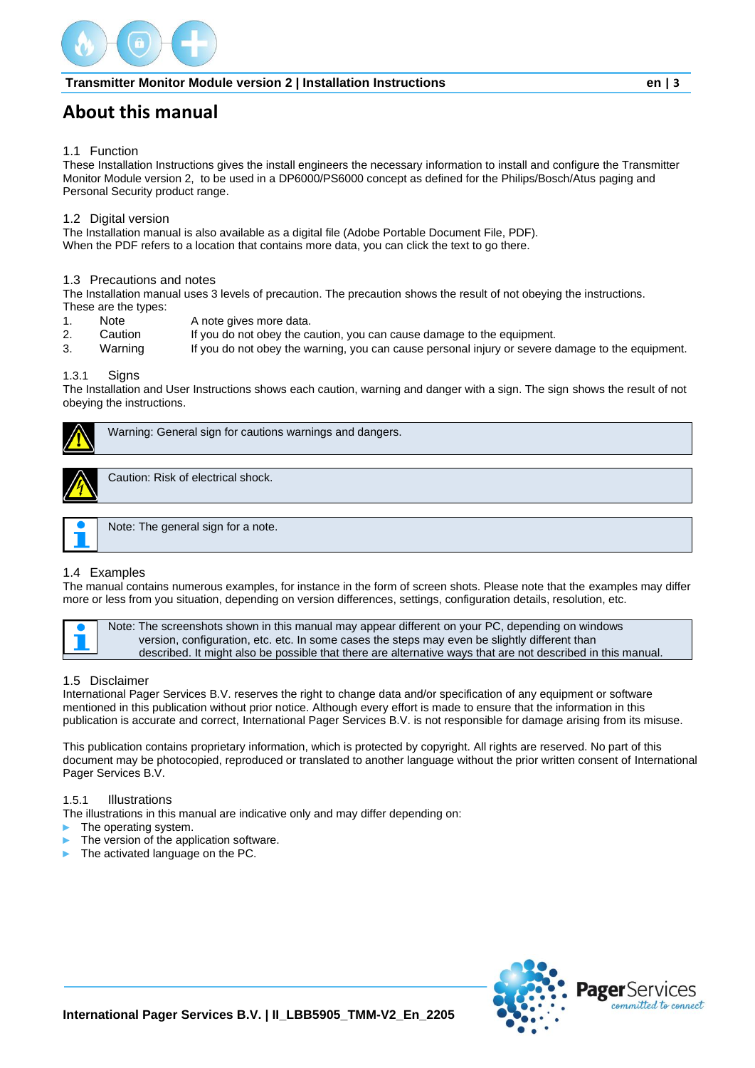# About this manual

## 1.1 Function

These Installation Instructions gives the install engineers the necessary information to install and configure the Transmitter Monitor Module version 2, to be used in a DP6000/PS6000 concept as defined for the Philips/Bosch/Atus paging and Personal Security product range.

## 1.2 Digital version

The Installation manual is also available as a digital file (Adobe Portable Document File, PDF).
When the PDF refers to a location that contains more data, you can click the text to go there.

## 1.3 Precautions and notes

The Installation manual uses 3 levels of precaution. The precaution shows the result of not obeying the instructions. These are the types:

1. Note — A note gives more data.
2. Caution — If you do not obey the caution, you can cause damage to the equipment.
3. Warning — If you do not obey the warning, you can cause personal injury or severe damage to the equipment.

### 1.3.1 Signs

The Installation and User Instructions shows each caution, warning and danger with a sign. The sign shows the result of not obeying the instructions.

Warning: General sign for cautions warnings and dangers.

Caution: Risk of electrical shock.

Note: The general sign for a note.

## 1.4 Examples

The manual contains numerous examples, for instance in the form of screen shots. Please note that the examples may differ more or less from you situation, depending on version differences, settings, configuration details, resolution, etc.

Note: The screenshots shown in this manual may appear different on your PC, depending on windows version, configuration, etc. etc. In some cases the steps may even be slightly different than described. It might also be possible that there are alternative ways that are not described in this manual.

## 1.5 Disclaimer

International Pager Services B.V. reserves the right to change data and/or specification of any equipment or software mentioned in this publication without prior notice. Although every effort is made to ensure that the information in this publication is accurate and correct, International Pager Services B.V. is not responsible for damage arising from its misuse.

This publication contains proprietary information, which is protected by copyright. All rights are reserved. No part of this document may be photocopied, reproduced or translated to another language without the prior written consent of International Pager Services B.V.

### 1.5.1 Illustrations

The illustrations in this manual are indicative only and may differ depending on:

- The operating system.
- The version of the application software.
- The activated language on the PC.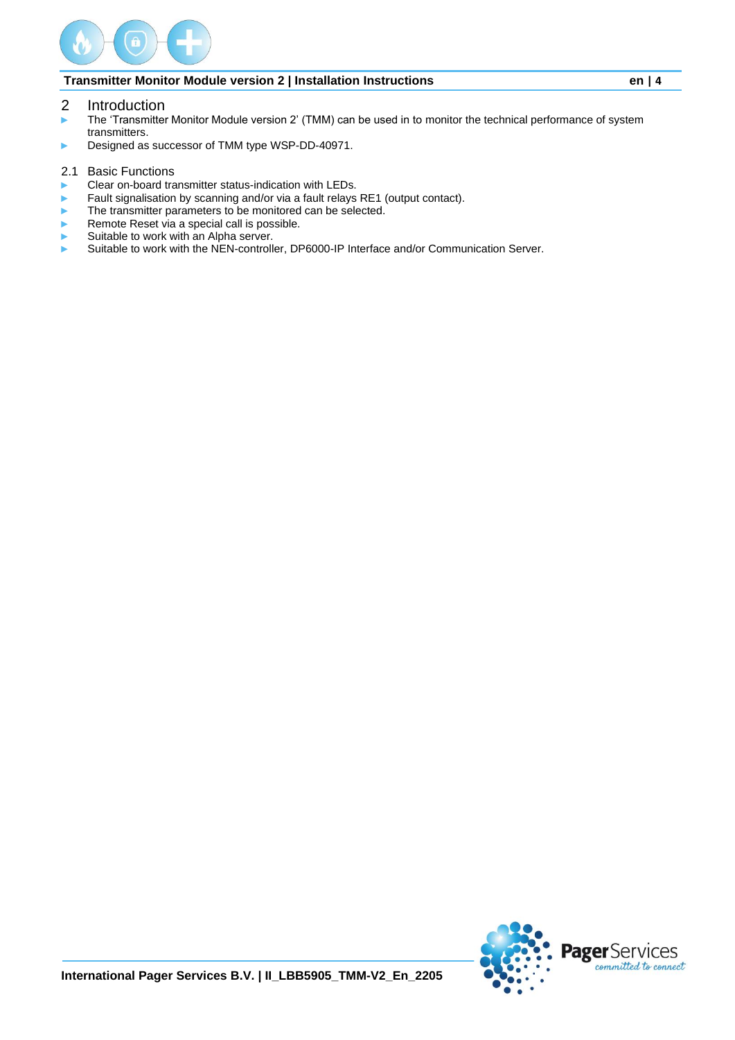# 2 Introduction

- The 'Transmitter Monitor Module version 2' (TMM) can be used in to monitor the technical performance of system transmitters.
- Designed as successor of TMM type WSP-DD-40971.

## 2.1 Basic Functions

- Clear on-board transmitter status-indication with LEDs.
- Fault signalisation by scanning and/or via a fault relays RE1 (output contact).
- The transmitter parameters to be monitored can be selected.
- Remote Reset via a special call is possible.
- Suitable to work with an Alpha server.
- Suitable to work with the NEN-controller, DP6000-IP Interface and/or Communication Server.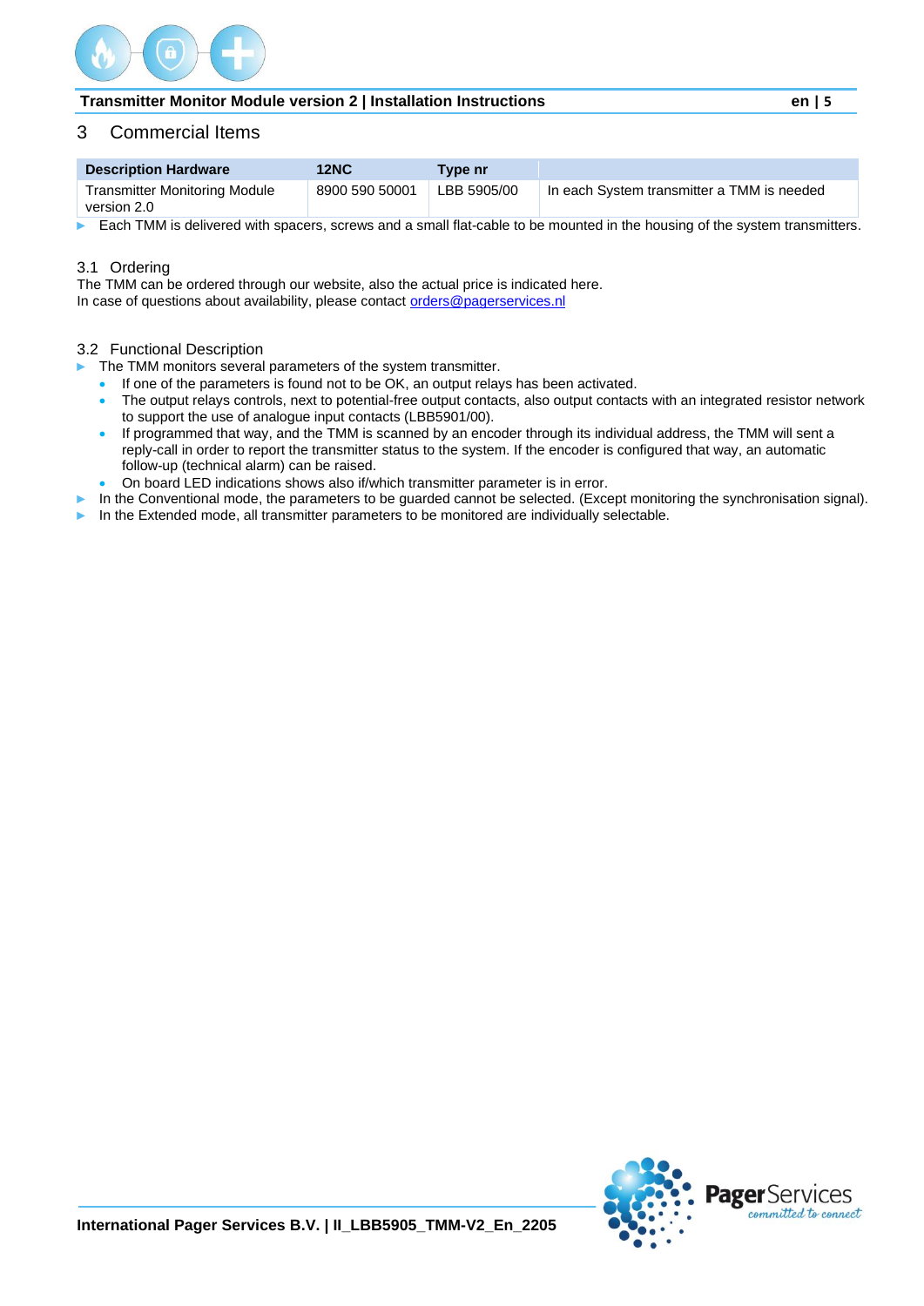# 3 Commercial Items

| Description Hardware | 12NC | Type nr | |
|---|---|---|---|
| Transmitter Monitoring Module version 2.0 | 8900 590 50001 | LBB 5905/00 | In each System transmitter a TMM is needed |

- Each TMM is delivered with spacers, screws and a small flat-cable to be mounted in the housing of the system transmitters.

## 3.1 Ordering

The TMM can be ordered through our website, also the actual price is indicated here.
In case of questions about availability, please contact orders@pagerservices.nl

## 3.2 Functional Description

- The TMM monitors several parameters of the system transmitter.
  - If one of the parameters is found not to be OK, an output relays has been activated.
  - The output relays controls, next to potential-free output contacts, also output contacts with an integrated resistor network to support the use of analogue input contacts (LBB5901/00).
  - If programmed that way, and the TMM is scanned by an encoder through its individual address, the TMM will sent a reply-call in order to report the transmitter status to the system. If the encoder is configured that way, an automatic follow-up (technical alarm) can be raised.
  - On board LED indications shows also if/which transmitter parameter is in error.
- In the Conventional mode, the parameters to be guarded cannot be selected. (Except monitoring the synchronisation signal).
- In the Extended mode, all transmitter parameters to be monitored are individually selectable.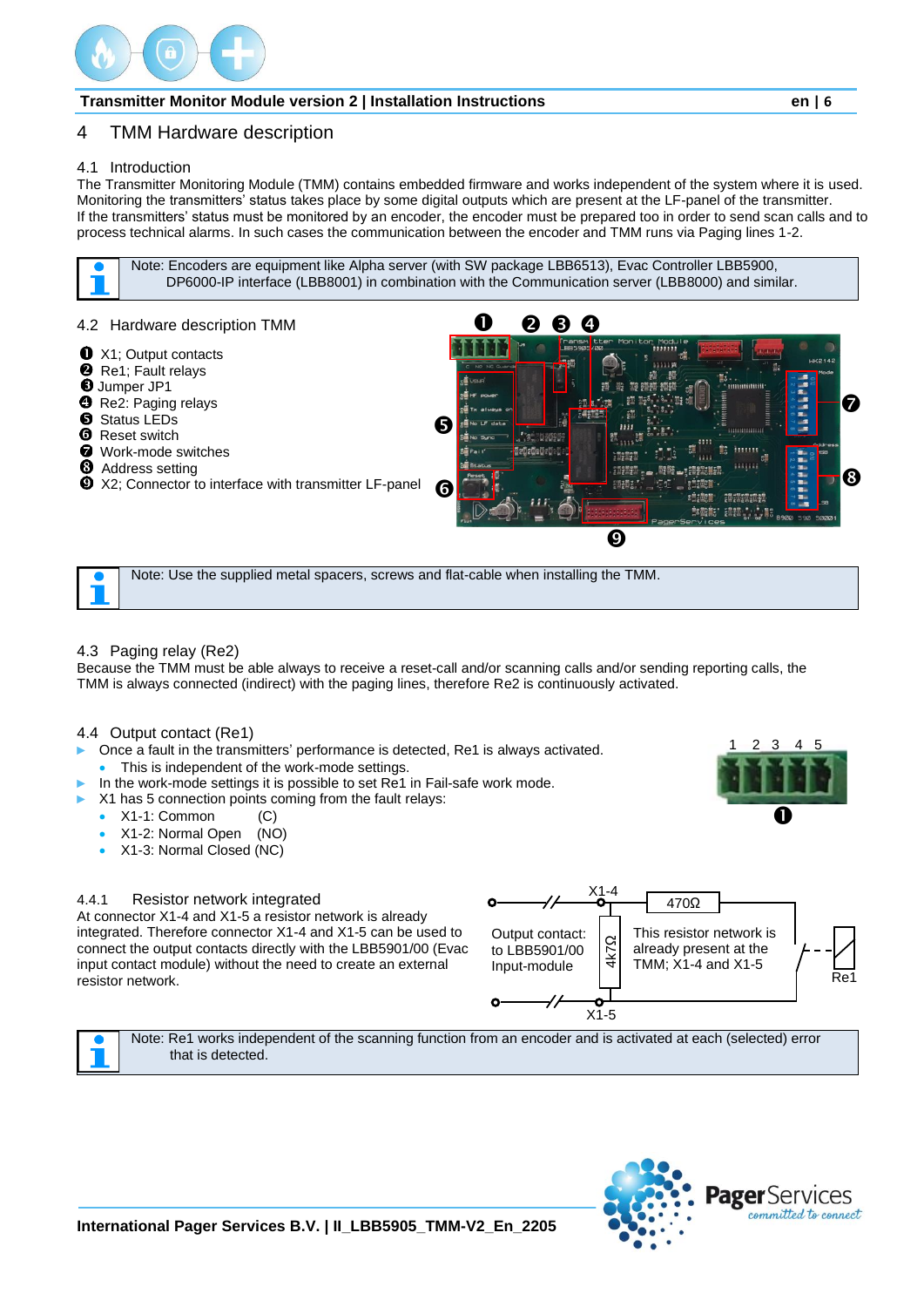# 4 TMM Hardware description

## 4.1 Introduction

The Transmitter Monitoring Module (TMM) contains embedded firmware and works independent of the system where it is used. Monitoring the transmitters' status takes place by some digital outputs which are present at the LF-panel of the transmitter.
If the transmitters' status must be monitored by an encoder, the encoder must be prepared too in order to send scan calls and to process technical alarms. In such cases the communication between the encoder and TMM runs via Paging lines 1-2.

> Note: Encoders are equipment like Alpha server (with SW package LBB6513), Evac Controller LBB5900, DP6000-IP interface (LBB8001) in combination with the Communication server (LBB8000) and similar.

## 4.2 Hardware description TMM

1. X1; Output contacts
2. Re1; Fault relays
3. Jumper JP1
4. Re2: Paging relays
5. Status LEDs
6. Reset switch
7. Work-mode switches
8. Address setting
9. X2; Connector to interface with transmitter LF-panel

> Note: Use the supplied metal spacers, screws and flat-cable when installing the TMM.

## 4.3 Paging relay (Re2)

Because the TMM must be able always to receive a reset-call and/or scanning calls and/or sending reporting calls, the TMM is always connected (indirect) with the paging lines, therefore Re2 is continuously activated.

## 4.4 Output contact (Re1)

- Once a fault in the transmitters' performance is detected, Re1 is always activated.
  - This is independent of the work-mode settings.
- In the work-mode settings it is possible to set Re1 in Fail-safe work mode.
- X1 has 5 connection points coming from the fault relays:
  - X1-1: Common (C)
  - X1-2: Normal Open (NO)
  - X1-3: Normal Closed (NC)

### 4.4.1 Resistor network integrated

At connector X1-4 and X1-5 a resistor network is already integrated. Therefore connector X1-4 and X1-5 can be used to connect the output contacts directly with the LBB5901/00 (Evac input contact module) without the need to create an external resistor network.

Output contact: to LBB5901/00 Input-module — X1-4 — 470Ω — 4k7Ω — This resistor network is already present at the TMM; X1-4 and X1-5 — Re1 — X1-5

> Note: Re1 works independent of the scanning function from an encoder and is activated at each (selected) error that is detected.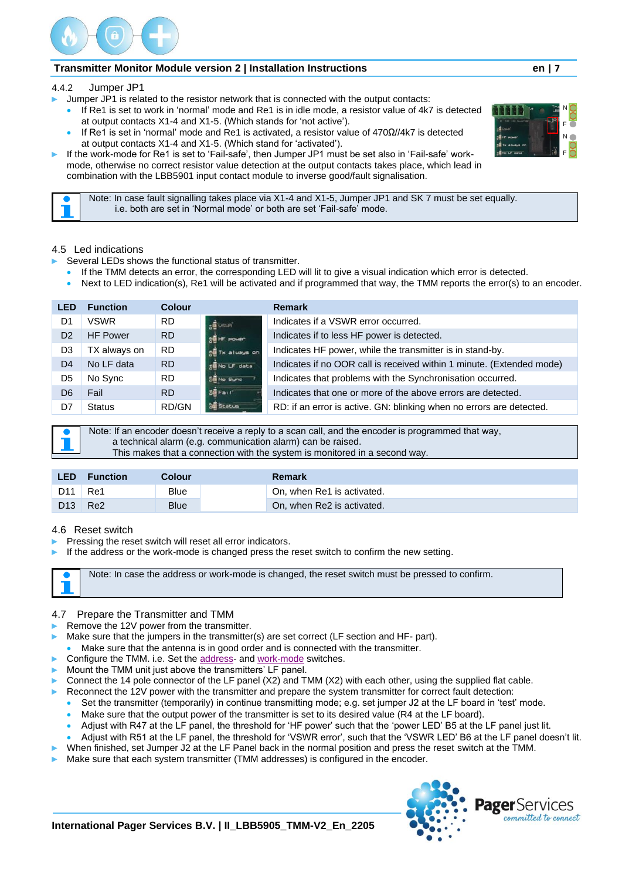### 4.4.2 Jumper JP1

- Jumper JP1 is related to the resistor network that is connected with the output contacts:
  - If Re1 is set to work in 'normal' mode and Re1 is in idle mode, a resistor value of 4k7 is detected at output contacts X1-4 and X1-5. (Which stands for 'not active').
  - If Re1 is set in 'normal' mode and Re1 is activated, a resistor value of 470Ω//4k7 is detected at output contacts X1-4 and X1-5. (Which stand for 'activated').
- If the work-mode for Re1 is set to 'Fail-safe', then Jumper JP1 must be set also in 'Fail-safe' work-mode, otherwise no correct resistor value detection at the output contacts takes place, which lead in combination with the LBB5901 input contact module to inverse good/fault signalisation.

> Note: In case fault signalling takes place via X1-4 and X1-5, Jumper JP1 and SK 7 must be set equally. i.e. both are set in 'Normal mode' or both are set 'Fail-safe' mode.

## 4.5 Led indications

- Several LEDs shows the functional status of transmitter.
  - If the TMM detects an error, the corresponding LED will lit to give a visual indication which error is detected.
  - Next to LED indication(s), Re1 will be activated and if programmed that way, the TMM reports the error(s) to an encoder.

| LED | Function | Colour | | Remark |
|---|---|---|---|---|
| D1 | VSWR | RD | | Indicates if a VSWR error occurred. |
| D2 | HF Power | RD | | Indicates if to less HF power is detected. |
| D3 | TX always on | RD | | Indicates HF power, while the transmitter is in stand-by. |
| D4 | No LF data | RD | | Indicates if no OOR call is received within 1 minute. (Extended mode) |
| D5 | No Sync | RD | | Indicates that problems with the Synchronisation occurred. |
| D6 | Fail | RD | | Indicates that one or more of the above errors are detected. |
| D7 | Status | RD/GN | | RD: if an error is active. GN: blinking when no errors are detected. |

> Note: If an encoder doesn't receive a reply to a scan call, and the encoder is programmed that way, a technical alarm (e.g. communication alarm) can be raised. This makes that a connection with the system is monitored in a second way.

| LED | Function | Colour | | Remark |
|---|---|---|---|---|
| D11 | Re1 | Blue | | On, when Re1 is activated. |
| D13 | Re2 | Blue | | On, when Re2 is activated. |

## 4.6 Reset switch

- Pressing the reset switch will reset all error indicators.
- If the address or the work-mode is changed press the reset switch to confirm the new setting.

> Note: In case the address or work-mode is changed, the reset switch must be pressed to confirm.

## 4.7 Prepare the Transmitter and TMM

- Remove the 12V power from the transmitter.
- Make sure that the jumpers in the transmitter(s) are set correct (LF section and HF- part).
  - Make sure that the antenna is in good order and is connected with the transmitter.
- Configure the TMM. i.e. Set the address- and work-mode switches.
- Mount the TMM unit just above the transmitters' LF panel.
- Connect the 14 pole connector of the LF panel (X2) and TMM (X2) with each other, using the supplied flat cable.
- Reconnect the 12V power with the transmitter and prepare the system transmitter for correct fault detection:
  - Set the transmitter (temporarily) in continue transmitting mode; e.g. set jumper J2 at the LF board in 'test' mode.
  - Make sure that the output power of the transmitter is set to its desired value (R4 at the LF board).
  - Adjust with R47 at the LF panel, the threshold for 'HF power' such that the 'power LED' B5 at the LF panel just lit.
  - Adjust with R51 at the LF panel, the threshold for 'VSWR error', such that the 'VSWR LED' B6 at the LF panel doesn't lit.
- When finished, set Jumper J2 at the LF Panel back in the normal position and press the reset switch at the TMM.
- Make sure that each system transmitter (TMM addresses) is configured in the encoder.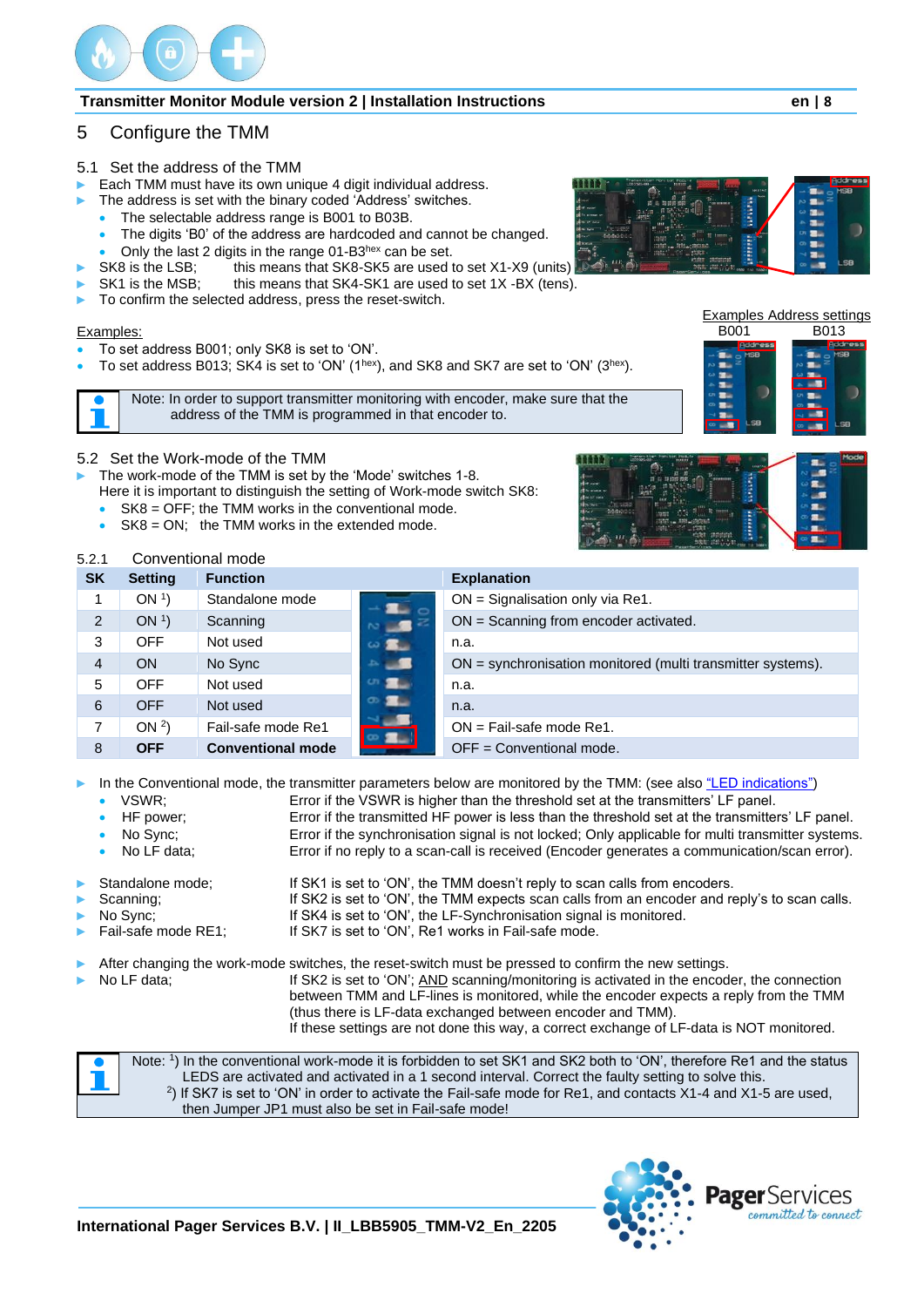# 5 Configure the TMM

## 5.1 Set the address of the TMM

- Each TMM must have its own unique 4 digit individual address.
- The address is set with the binary coded 'Address' switches.
  - The selectable address range is B001 to B03B.
  - The digits 'B0' of the address are hardcoded and cannot be changed.
  - Only the last 2 digits in the range 01-B3$^{hex}$ can be set.
- SK8 is the LSB; this means that SK8-SK5 are used to set X1-X9 (units)
- SK1 is the MSB; this means that SK4-SK1 are used to set 1X -BX (tens).
- To confirm the selected address, press the reset-switch.

Examples Address settings

B001 B013

Examples:

- To set address B001; only SK8 is set to 'ON'.
- To set address B013; SK4 is set to 'ON' (1$^{hex}$), and SK8 and SK7 are set to 'ON' (3$^{hex}$).

> Note: In order to support transmitter monitoring with encoder, make sure that the address of the TMM is programmed in that encoder to.

## 5.2 Set the Work-mode of the TMM

- The work-mode of the TMM is set by the 'Mode' switches 1-8.
  Here it is important to distinguish the setting of Work-mode switch SK8:
  - SK8 = OFF; the TMM works in the conventional mode.
  - SK8 = ON; the TMM works in the extended mode.

### 5.2.1 Conventional mode

| SK | Setting | Function | Explanation |
|---|---|---|---|
| 1 | ON [1]) | Standalone mode | ON = Signalisation only via Re1. |
| 2 | ON [1]) | Scanning | ON = Scanning from encoder activated. |
| 3 | OFF | Not used | n.a. |
| 4 | ON | No Sync | ON = synchronisation monitored (multi transmitter systems). |
| 5 | OFF | Not used | n.a. |
| 6 | OFF | Not used | n.a. |
| 7 | ON [2]) | Fail-safe mode Re1 | ON = Fail-safe mode Re1. |
| 8 | **OFF** | **Conventional mode** | OFF = Conventional mode. |

- In the Conventional mode, the transmitter parameters below are monitored by the TMM: (see also "LED indications")
  - VSWR; Error if the VSWR is higher than the threshold set at the transmitters' LF panel.
  - HF power; Error if the transmitted HF power is less than the threshold set at the transmitters' LF panel.
  - No Sync; Error if the synchronisation signal is not locked; Only applicable for multi transmitter systems.
  - No LF data; Error if no reply to a scan-call is received (Encoder generates a communication/scan error).

- Standalone mode; If SK1 is set to 'ON', the TMM doesn't reply to scan calls from encoders.
- Scanning; If SK2 is set to 'ON', the TMM expects scan calls from an encoder and reply's to scan calls.
- No Sync; If SK4 is set to 'ON', the LF-Synchronisation signal is monitored.
- Fail-safe mode RE1; If SK7 is set to 'ON', Re1 works in Fail-safe mode.

- After changing the work-mode switches, the reset-switch must be pressed to confirm the new settings.
- No LF data; If SK2 is set to 'ON'; AND scanning/monitoring is activated in the encoder, the connection between TMM and LF-lines is monitored, while the encoder expects a reply from the TMM (thus there is LF-data exchanged between encoder and TMM).
  If these settings are not done this way, a correct exchange of LF-data is NOT monitored.

> Note: [1]) In the conventional work-mode it is forbidden to set SK1 and SK2 both to 'ON', therefore Re1 and the status LEDS are activated and activated in a 1 second interval. Correct the faulty setting to solve this.
> [2]) If SK7 is set to 'ON' in order to activate the Fail-safe mode for Re1, and contacts X1-4 and X1-5 are used, then Jumper JP1 must also be set in Fail-safe mode!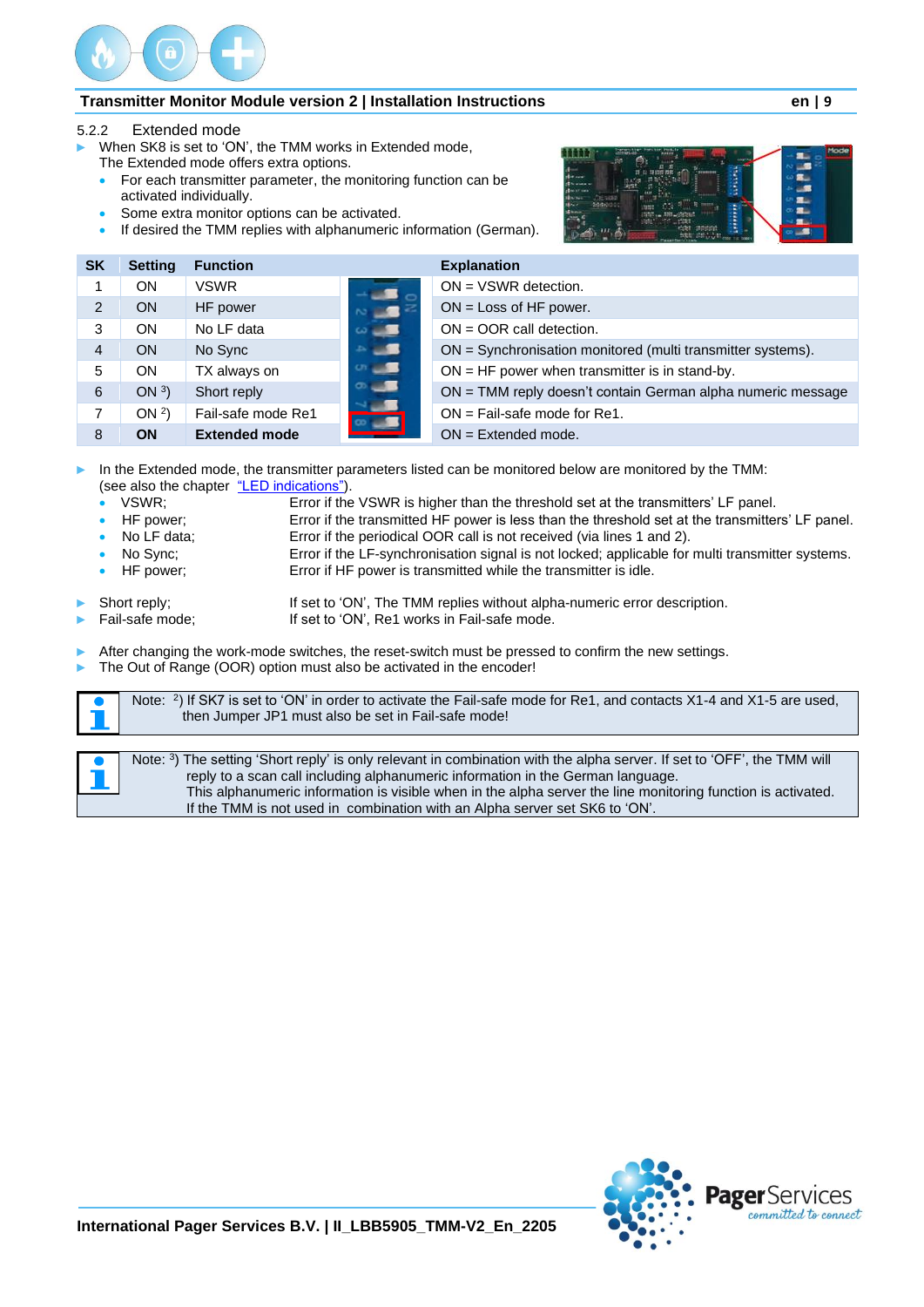### 5.2.2 Extended mode

- When SK8 is set to 'ON', the TMM works in Extended mode,
  The Extended mode offers extra options.
  - For each transmitter parameter, the monitoring function can be activated individually.
  - Some extra monitor options can be activated.
  - If desired the TMM replies with alphanumeric information (German).

| SK | Setting | Function | Explanation |
|---|---|---|---|
| 1 | ON | VSWR | ON = VSWR detection. |
| 2 | ON | HF power | ON = Loss of HF power. |
| 3 | ON | No LF data | ON = OOR call detection. |
| 4 | ON | No Sync | ON = Synchronisation monitored (multi transmitter systems). |
| 5 | ON | TX always on | ON = HF power when transmitter is in stand-by. |
| 6 | ON [3]) | Short reply | ON = TMM reply doesn't contain German alpha numeric message |
| 7 | ON [2]) | Fail-safe mode Re1 | ON = Fail-safe mode for Re1. |
| 8 | **ON** | **Extended mode** | ON = Extended mode. |

- In the Extended mode, the transmitter parameters listed can be monitored below are monitored by the TMM:
  (see also the chapter "LED indications").
  - VSWR; Error if the VSWR is higher than the threshold set at the transmitters' LF panel.
  - HF power; Error if the transmitted HF power is less than the threshold set at the transmitters' LF panel.
  - No LF data; Error if the periodical OOR call is not received (via lines 1 and 2).
  - No Sync; Error if the LF-synchronisation signal is not locked; applicable for multi transmitter systems.
  - HF power; Error if HF power is transmitted while the transmitter is idle.

- Short reply; If set to 'ON', The TMM replies without alpha-numeric error description.
- Fail-safe mode; If set to 'ON', Re1 works in Fail-safe mode.

- After changing the work-mode switches, the reset-switch must be pressed to confirm the new settings.
- The Out of Range (OOR) option must also be activated in the encoder!

Note: [2]) If SK7 is set to 'ON' in order to activate the Fail-safe mode for Re1, and contacts X1-4 and X1-5 are used, then Jumper JP1 must also be set in Fail-safe mode!

Note: [3]) The setting 'Short reply' is only relevant in combination with the alpha server. If set to 'OFF', the TMM will reply to a scan call including alphanumeric information in the German language.
This alphanumeric information is visible when in the alpha server the line monitoring function is activated.
If the TMM is not used in combination with an Alpha server set SK6 to 'ON'.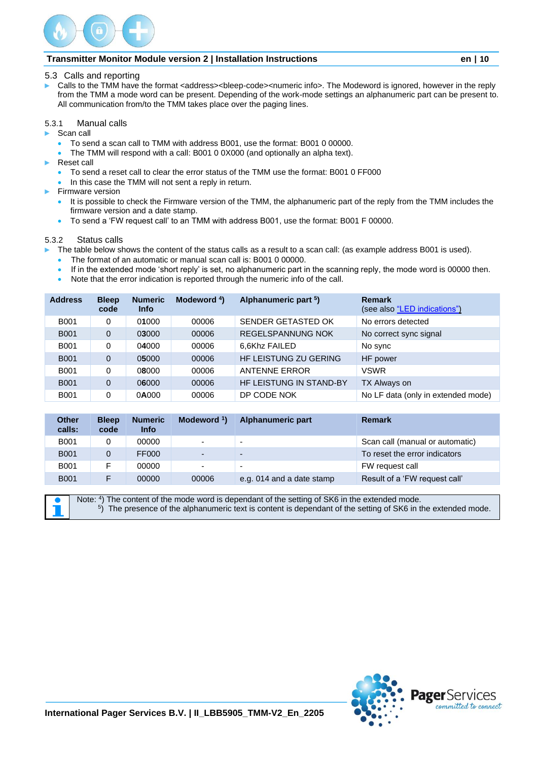## 5.3 Calls and reporting

- Calls to the TMM have the format <address><bleep-code><numeric info>. The Modeword is ignored, however in the reply from the TMM a mode word can be present. Depending of the work-mode settings an alphanumeric part can be present to. All communication from/to the TMM takes place over the paging lines.

### 5.3.1 Manual calls

- Scan call
  - To send a scan call to TMM with address B001, use the format: B001 0 00000.
  - The TMM will respond with a call: B001 0 0X000 (and optionally an alpha text).
- Reset call
  - To send a reset call to clear the error status of the TMM use the format: B001 0 FF000
  - In this case the TMM will not sent a reply in return.
- Firmware version
  - It is possible to check the Firmware version of the TMM, the alphanumeric part of the reply from the TMM includes the firmware version and a date stamp.
  - To send a 'FW request call' to an TMM with address B001, use the format: B001 F 00000.

### 5.3.2 Status calls

- The table below shows the content of the status calls as a result to a scan call: (as example address B001 is used).
  - The format of an automatic or manual scan call is: B001 0 00000.
  - If in the extended mode 'short reply' is set, no alphanumeric part in the scanning reply, the mode word is 00000 then.
  - Note that the error indication is reported through the numeric info of the call.

| Address | Bleep code | Numeric Info | Modeword [4]) | Alphanumeric part [5]) | Remark (see also "LED indications") |
|---|---|---|---|---|---|
| B001 | 0 | 0**1**000 | 00006 | SENDER GETASTED OK | No errors detected |
| B001 | 0 | 0**3**000 | 00006 | REGELSPANNUNG NOK | No correct sync signal |
| B001 | 0 | 0**4**000 | 00006 | 6,6Khz FAILED | No sync |
| B001 | 0 | 0**5**000 | 00006 | HF LEISTUNG ZU GERING | HF power |
| B001 | 0 | 0**8**000 | 00006 | ANTENNE ERROR | VSWR |
| B001 | 0 | 0**6**000 | 00006 | HF LEISTUNG IN STAND-BY | TX Always on |
| B001 | 0 | 0**A**000 | 00006 | DP CODE NOK | No LF data (only in extended mode) |

| Other calls: | Bleep code | Numeric Info | Modeword [1]) | Alphanumeric part | Remark |
|---|---|---|---|---|---|
| B001 | 0 | 00000 | - | - | Scan call (manual or automatic) |
| B001 | 0 | FF000 | - | - | To reset the error indicators |
| B001 | F | 00000 | - | - | FW request call |
| B001 | F | 00000 | 00006 | e.g. 014 and a date stamp | Result of a 'FW request call' |

Note: [4]) The content of the mode word is dependant of the setting of SK6 in the extended mode.
[5]) The presence of the alphanumeric text is content is dependant of the setting of SK6 in the extended mode.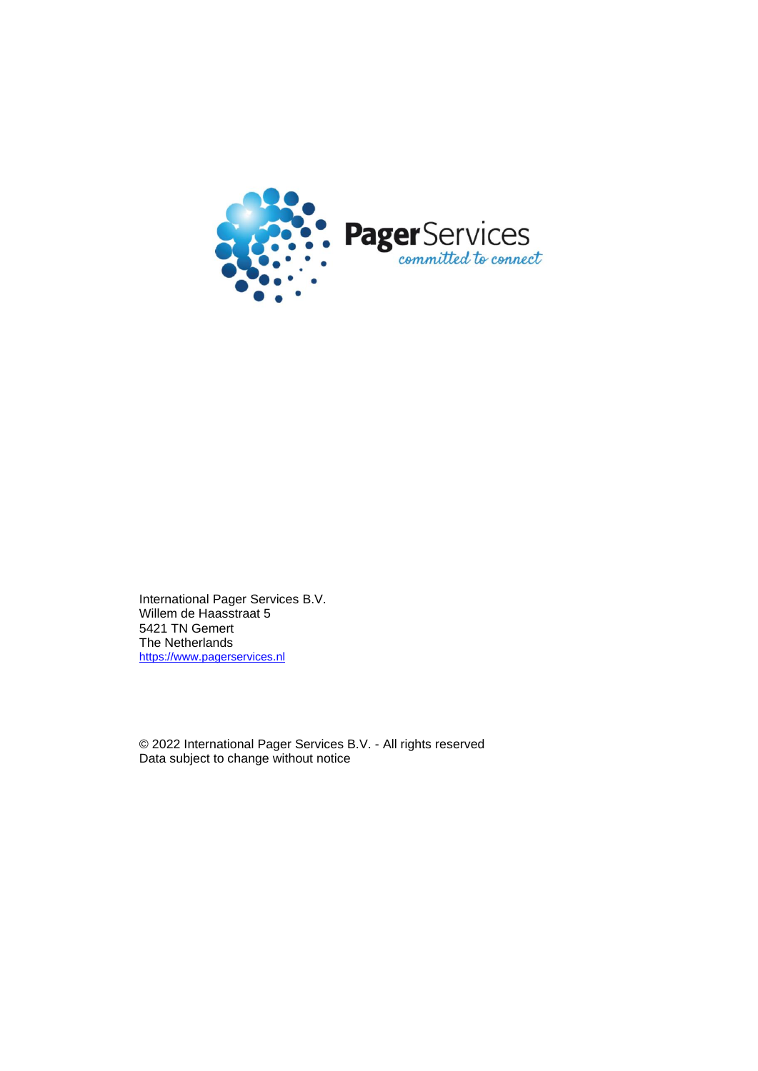PagerServices
committed to connect

International Pager Services B.V.
Willem de Haasstraat 5
5421 TN Gemert
The Netherlands
https://www.pagerservices.nl

© 2022 International Pager Services B.V. - All rights reserved
Data subject to change without notice